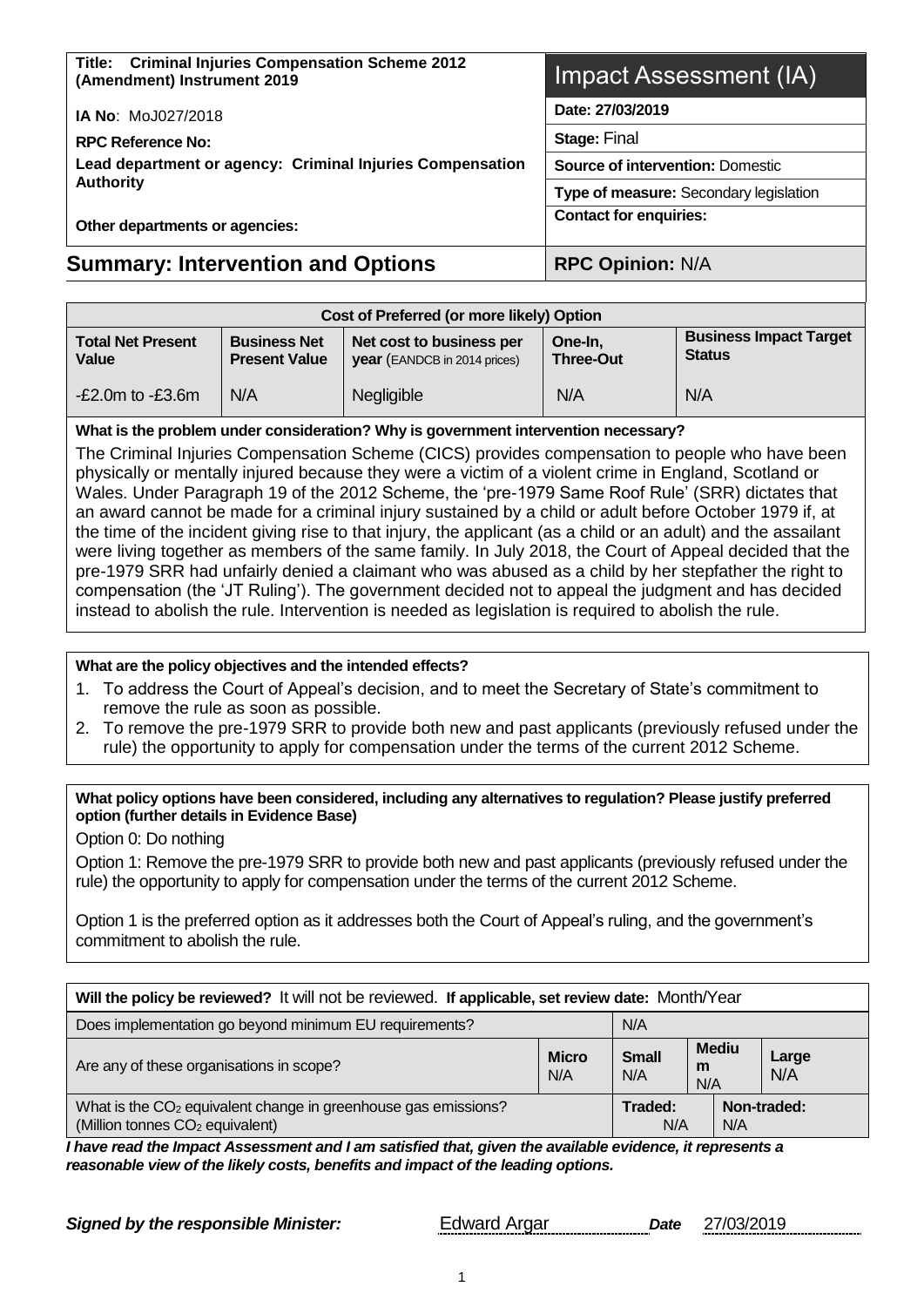**Title: Criminal Injuries Compensation Scheme 2012 (Amendment) Instrument 2019**

**IA No**: MoJ027/2018

**RPC Reference No:**

**Lead department or agency: Criminal Injuries Compensation Authority**

**Other departments or agencies:**

# Impact Assessment (IA)

| |
|---|
| **Date: 27/03/2019** |
| **Stage:** Final |
| **Source of intervention:** Domestic |
| **Type of measure:** Secondary legislation |
| **Contact for enquiries:** |

## Summary: Intervention and Options

**RPC Opinion:** N/A

| Cost of Preferred (or more likely) Option | | | | |
|---|---|---|---|---|
| **Total Net Present Value** | **Business Net Present Value** | **Net cost to business per year** (EANDCB in 2014 prices) | **One-In, Three-Out** | **Business Impact Target Status** |
| -£2.0m to -£3.6m | N/A | Negligible | N/A | N/A |

**What is the problem under consideration? Why is government intervention necessary?**

The Criminal Injuries Compensation Scheme (CICS) provides compensation to people who have been physically or mentally injured because they were a victim of a violent crime in England, Scotland or Wales. Under Paragraph 19 of the 2012 Scheme, the 'pre-1979 Same Roof Rule' (SRR) dictates that an award cannot be made for a criminal injury sustained by a child or adult before October 1979 if, at the time of the incident giving rise to that injury, the applicant (as a child or an adult) and the assailant were living together as members of the same family. In July 2018, the Court of Appeal decided that the pre-1979 SRR had unfairly denied a claimant who was abused as a child by her stepfather the right to compensation (the 'JT Ruling'). The government decided not to appeal the judgment and has decided instead to abolish the rule. Intervention is needed as legislation is required to abolish the rule.

**What are the policy objectives and the intended effects?**

1. To address the Court of Appeal's decision, and to meet the Secretary of State's commitment to remove the rule as soon as possible.
2. To remove the pre-1979 SRR to provide both new and past applicants (previously refused under the rule) the opportunity to apply for compensation under the terms of the current 2012 Scheme.

**What policy options have been considered, including any alternatives to regulation? Please justify preferred option (further details in Evidence Base)**

Option 0: Do nothing

Option 1: Remove the pre-1979 SRR to provide both new and past applicants (previously refused under the rule) the opportunity to apply for compensation under the terms of the current 2012 Scheme.

Option 1 is the preferred option as it addresses both the Court of Appeal's ruling, and the government's commitment to abolish the rule.

| **Will the policy be reviewed?** It will not be reviewed. **If applicable, set review date:** Month/Year | | | | | |
|---|---|---|---|---|---|
| Does implementation go beyond minimum EU requirements? | | N/A | | | |
| Are any of these organisations in scope? | **Micro** N/A | **Small** N/A | **Medium** N/A | | **Large** N/A |
| What is the $CO_2$ equivalent change in greenhouse gas emissions? (Million tonnes $CO_2$ equivalent) | | **Traded:** N/A | | **Non-traded:** N/A | |

***I have read the Impact Assessment and I am satisfied that, given the available evidence, it represents a reasonable view of the likely costs, benefits and impact of the leading options.***

***Signed by the responsible Minister:*** Edward Argar ***Date*** 27/03/2019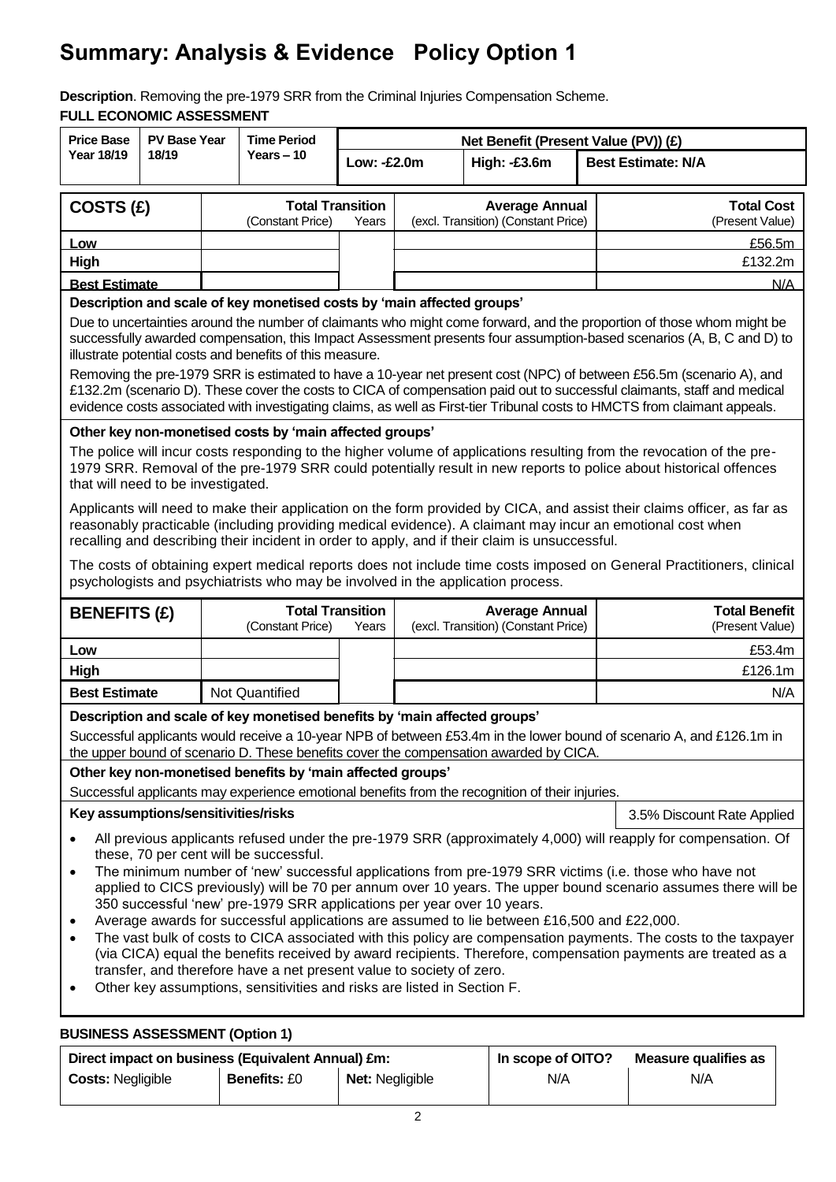# Summary: Analysis & Evidence Policy Option 1

**Description**. Removing the pre-1979 SRR from the Criminal Injuries Compensation Scheme.

**FULL ECONOMIC ASSESSMENT**

| Price Base Year 18/19 | PV Base Year 18/19 | Time Period Years – 10 | Net Benefit (Present Value (PV)) (£) | | |
|---|---|---|---|---|---|
| | | | Low: -£2.0m | High: -£3.6m | Best Estimate: N/A |

| COSTS (£) | Total Transition (Constant Price) | Years | Average Annual (excl. Transition) (Constant Price) | Total Cost (Present Value) |
|---|---|---|---|---|
| Low | | | | £56.5m |
| High | | | | £132.2m |
| Best Estimate | | | | N/A |

**Description and scale of key monetised costs by 'main affected groups'**

Due to uncertainties around the number of claimants who might come forward, and the proportion of those whom might be successfully awarded compensation, this Impact Assessment presents four assumption-based scenarios (A, B, C and D) to illustrate potential costs and benefits of this measure.

Removing the pre-1979 SRR is estimated to have a 10-year net present cost (NPC) of between £56.5m (scenario A), and £132.2m (scenario D). These cover the costs to CICA of compensation paid out to successful claimants, staff and medical evidence costs associated with investigating claims, as well as First-tier Tribunal costs to HMCTS from claimant appeals.

**Other key non-monetised costs by 'main affected groups'**

The police will incur costs responding to the higher volume of applications resulting from the revocation of the pre-1979 SRR. Removal of the pre-1979 SRR could potentially result in new reports to police about historical offences that will need to be investigated.

Applicants will need to make their application on the form provided by CICA, and assist their claims officer, as far as reasonably practicable (including providing medical evidence). A claimant may incur an emotional cost when recalling and describing their incident in order to apply, and if their claim is unsuccessful.

The costs of obtaining expert medical reports does not include time costs imposed on General Practitioners, clinical psychologists and psychiatrists who may be involved in the application process.

| BENEFITS (£) | Total Transition (Constant Price) | Years | Average Annual (excl. Transition) (Constant Price) | Total Benefit (Present Value) |
|---|---|---|---|---|
| Low | | | | £53.4m |
| High | | | | £126.1m |
| Best Estimate | Not Quantified | | | N/A |

**Description and scale of key monetised benefits by 'main affected groups'**

Successful applicants would receive a 10-year NPB of between £53.4m in the lower bound of scenario A, and £126.1m in the upper bound of scenario D. These benefits cover the compensation awarded by CICA.

**Other key non-monetised benefits by 'main affected groups'**

Successful applicants may experience emotional benefits from the recognition of their injuries.

**Key assumptions/sensitivities/risks** — 3.5% Discount Rate Applied

- All previous applicants refused under the pre-1979 SRR (approximately 4,000) will reapply for compensation. Of these, 70 per cent will be successful.
- The minimum number of 'new' successful applications from pre-1979 SRR victims (i.e. those who have not applied to CICS previously) will be 70 per annum over 10 years. The upper bound scenario assumes there will be 350 successful 'new' pre-1979 SRR applications per year over 10 years.
- Average awards for successful applications are assumed to lie between £16,500 and £22,000.
- The vast bulk of costs to CICA associated with this policy are compensation payments. The costs to the taxpayer (via CICA) equal the benefits received by award recipients. Therefore, compensation payments are treated as a transfer, and therefore have a net present value to society of zero.
- Other key assumptions, sensitivities and risks are listed in Section F.

**BUSINESS ASSESSMENT (Option 1)**

| Direct impact on business (Equivalent Annual) £m: | | | In scope of OITO? | Measure qualifies as |
|---|---|---|---|---|
| Costs: Negligible | Benefits: £0 | Net: Negligible | N/A | N/A |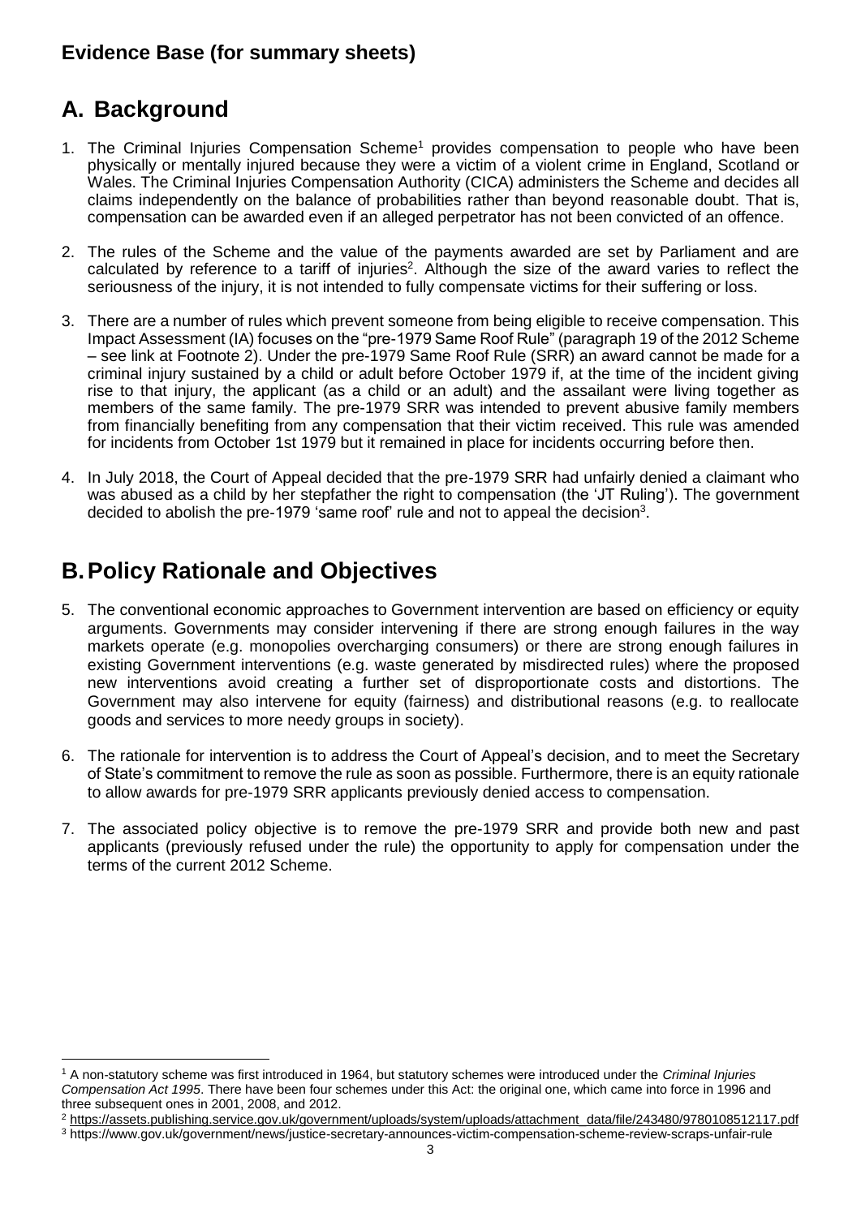## Evidence Base (for summary sheets)

# A. Background

1. The Criminal Injuries Compensation Scheme[1] provides compensation to people who have been physically or mentally injured because they were a victim of a violent crime in England, Scotland or Wales. The Criminal Injuries Compensation Authority (CICA) administers the Scheme and decides all claims independently on the balance of probabilities rather than beyond reasonable doubt. That is, compensation can be awarded even if an alleged perpetrator has not been convicted of an offence.

2. The rules of the Scheme and the value of the payments awarded are set by Parliament and are calculated by reference to a tariff of injuries[2]. Although the size of the award varies to reflect the seriousness of the injury, it is not intended to fully compensate victims for their suffering or loss.

3. There are a number of rules which prevent someone from being eligible to receive compensation. This Impact Assessment (IA) focuses on the "pre-1979 Same Roof Rule" (paragraph 19 of the 2012 Scheme – see link at Footnote 2). Under the pre-1979 Same Roof Rule (SRR) an award cannot be made for a criminal injury sustained by a child or adult before October 1979 if, at the time of the incident giving rise to that injury, the applicant (as a child or an adult) and the assailant were living together as members of the same family. The pre-1979 SRR was intended to prevent abusive family members from financially benefiting from any compensation that their victim received. This rule was amended for incidents from October 1st 1979 but it remained in place for incidents occurring before then.

4. In July 2018, the Court of Appeal decided that the pre-1979 SRR had unfairly denied a claimant who was abused as a child by her stepfather the right to compensation (the 'JT Ruling'). The government decided to abolish the pre-1979 'same roof' rule and not to appeal the decision[3].

# B. Policy Rationale and Objectives

5. The conventional economic approaches to Government intervention are based on efficiency or equity arguments. Governments may consider intervening if there are strong enough failures in the way markets operate (e.g. monopolies overcharging consumers) or there are strong enough failures in existing Government interventions (e.g. waste generated by misdirected rules) where the proposed new interventions avoid creating a further set of disproportionate costs and distortions. The Government may also intervene for equity (fairness) and distributional reasons (e.g. to reallocate goods and services to more needy groups in society).

6. The rationale for intervention is to address the Court of Appeal's decision, and to meet the Secretary of State's commitment to remove the rule as soon as possible. Furthermore, there is an equity rationale to allow awards for pre-1979 SRR applicants previously denied access to compensation.

7. The associated policy objective is to remove the pre-1979 SRR and provide both new and past applicants (previously refused under the rule) the opportunity to apply for compensation under the terms of the current 2012 Scheme.

---

[1] A non-statutory scheme was first introduced in 1964, but statutory schemes were introduced under the *Criminal Injuries Compensation Act 1995*. There have been four schemes under this Act: the original one, which came into force in 1996 and three subsequent ones in 2001, 2008, and 2012.

[2] https://assets.publishing.service.gov.uk/government/uploads/system/uploads/attachment_data/file/243480/9780108512117.pdf

[3] https://www.gov.uk/government/news/justice-secretary-announces-victim-compensation-scheme-review-scraps-unfair-rule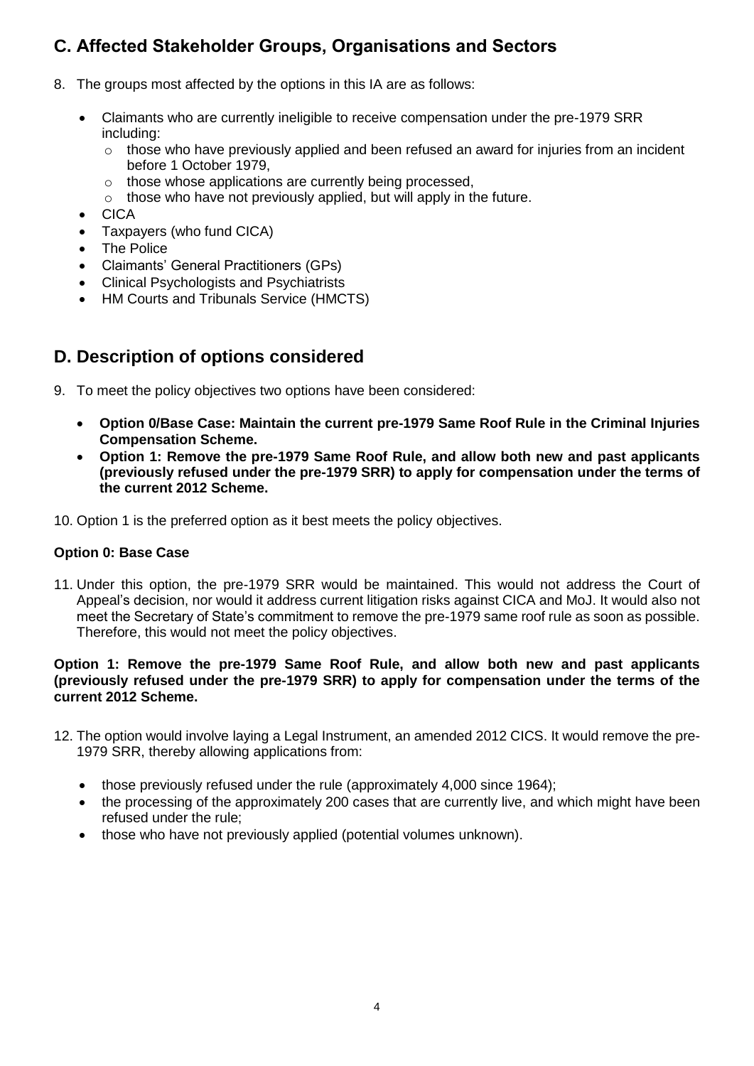## C. Affected Stakeholder Groups, Organisations and Sectors

8. The groups most affected by the options in this IA are as follows:

   - Claimants who are currently ineligible to receive compensation under the pre-1979 SRR including:
     - those who have previously applied and been refused an award for injuries from an incident before 1 October 1979,
     - those whose applications are currently being processed,
     - those who have not previously applied, but will apply in the future.
   - CICA
   - Taxpayers (who fund CICA)
   - The Police
   - Claimants' General Practitioners (GPs)
   - Clinical Psychologists and Psychiatrists
   - HM Courts and Tribunals Service (HMCTS)

## D. Description of options considered

9. To meet the policy objectives two options have been considered:

   - **Option 0/Base Case: Maintain the current pre-1979 Same Roof Rule in the Criminal Injuries Compensation Scheme.**
   - **Option 1: Remove the pre-1979 Same Roof Rule, and allow both new and past applicants (previously refused under the pre-1979 SRR) to apply for compensation under the terms of the current 2012 Scheme.**

10. Option 1 is the preferred option as it best meets the policy objectives.

### Option 0: Base Case

11. Under this option, the pre-1979 SRR would be maintained. This would not address the Court of Appeal's decision, nor would it address current litigation risks against CICA and MoJ. It would also not meet the Secretary of State's commitment to remove the pre-1979 same roof rule as soon as possible. Therefore, this would not meet the policy objectives.

### Option 1: Remove the pre-1979 Same Roof Rule, and allow both new and past applicants (previously refused under the pre-1979 SRR) to apply for compensation under the terms of the current 2012 Scheme.

12. The option would involve laying a Legal Instrument, an amended 2012 CICS. It would remove the pre-1979 SRR, thereby allowing applications from:

   - those previously refused under the rule (approximately 4,000 since 1964);
   - the processing of the approximately 200 cases that are currently live, and which might have been refused under the rule;
   - those who have not previously applied (potential volumes unknown).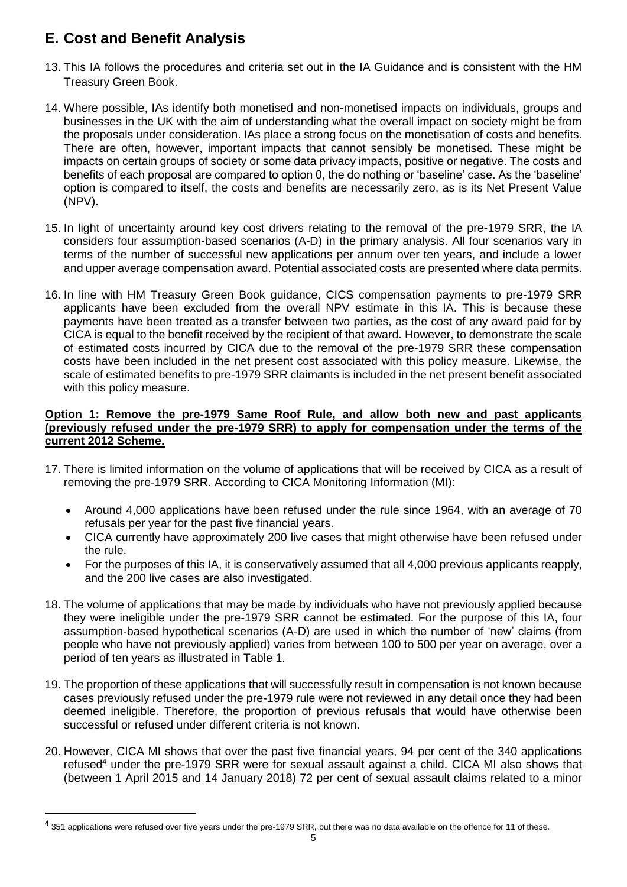## E. Cost and Benefit Analysis

13. This IA follows the procedures and criteria set out in the IA Guidance and is consistent with the HM Treasury Green Book.

14. Where possible, IAs identify both monetised and non-monetised impacts on individuals, groups and businesses in the UK with the aim of understanding what the overall impact on society might be from the proposals under consideration. IAs place a strong focus on the monetisation of costs and benefits. There are often, however, important impacts that cannot sensibly be monetised. These might be impacts on certain groups of society or some data privacy impacts, positive or negative. The costs and benefits of each proposal are compared to option 0, the do nothing or 'baseline' case. As the 'baseline' option is compared to itself, the costs and benefits are necessarily zero, as is its Net Present Value (NPV).

15. In light of uncertainty around key cost drivers relating to the removal of the pre-1979 SRR, the IA considers four assumption-based scenarios (A-D) in the primary analysis. All four scenarios vary in terms of the number of successful new applications per annum over ten years, and include a lower and upper average compensation award. Potential associated costs are presented where data permits.

16. In line with HM Treasury Green Book guidance, CICS compensation payments to pre-1979 SRR applicants have been excluded from the overall NPV estimate in this IA. This is because these payments have been treated as a transfer between two parties, as the cost of any award paid for by CICA is equal to the benefit received by the recipient of that award. However, to demonstrate the scale of estimated costs incurred by CICA due to the removal of the pre-1979 SRR these compensation costs have been included in the net present cost associated with this policy measure. Likewise, the scale of estimated benefits to pre-1979 SRR claimants is included in the net present benefit associated with this policy measure.

**Option 1: Remove the pre-1979 Same Roof Rule, and allow both new and past applicants (previously refused under the pre-1979 SRR) to apply for compensation under the terms of the current 2012 Scheme.**

17. There is limited information on the volume of applications that will be received by CICA as a result of removing the pre-1979 SRR. According to CICA Monitoring Information (MI):

    - Around 4,000 applications have been refused under the rule since 1964, with an average of 70 refusals per year for the past five financial years.
    - CICA currently have approximately 200 live cases that might otherwise have been refused under the rule.
    - For the purposes of this IA, it is conservatively assumed that all 4,000 previous applicants reapply, and the 200 live cases are also investigated.

18. The volume of applications that may be made by individuals who have not previously applied because they were ineligible under the pre-1979 SRR cannot be estimated. For the purpose of this IA, four assumption-based hypothetical scenarios (A-D) are used in which the number of 'new' claims (from people who have not previously applied) varies from between 100 to 500 per year on average, over a period of ten years as illustrated in Table 1.

19. The proportion of these applications that will successfully result in compensation is not known because cases previously refused under the pre-1979 rule were not reviewed in any detail once they had been deemed ineligible. Therefore, the proportion of previous refusals that would have otherwise been successful or refused under different criteria is not known.

20. However, CICA MI shows that over the past five financial years, 94 per cent of the 340 applications refused[4] under the pre-1979 SRR were for sexual assault against a child. CICA MI also shows that (between 1 April 2015 and 14 January 2018) 72 per cent of sexual assault claims related to a minor

[4] 351 applications were refused over five years under the pre-1979 SRR, but there was no data available on the offence for 11 of these.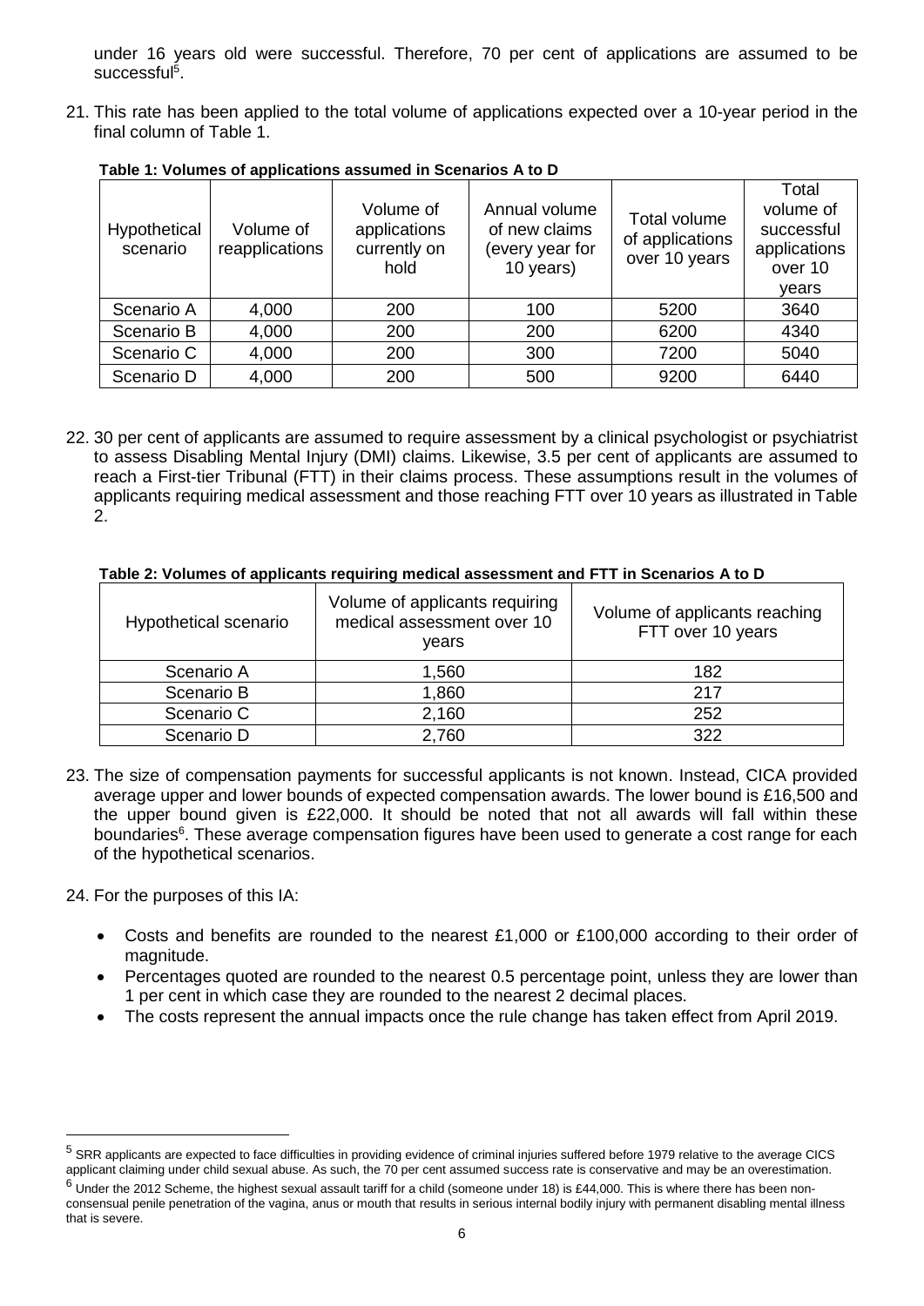under 16 years old were successful. Therefore, 70 per cent of applications are assumed to be successful[5].

21. This rate has been applied to the total volume of applications expected over a 10-year period in the final column of Table 1.

**Table 1: Volumes of applications assumed in Scenarios A to D**

| Hypothetical scenario | Volume of reapplications | Volume of applications currently on hold | Annual volume of new claims (every year for 10 years) | Total volume of applications over 10 years | Total volume of successful applications over 10 years |
|---|---|---|---|---|---|
| Scenario A | 4,000 | 200 | 100 | 5200 | 3640 |
| Scenario B | 4,000 | 200 | 200 | 6200 | 4340 |
| Scenario C | 4,000 | 200 | 300 | 7200 | 5040 |
| Scenario D | 4,000 | 200 | 500 | 9200 | 6440 |

22. 30 per cent of applicants are assumed to require assessment by a clinical psychologist or psychiatrist to assess Disabling Mental Injury (DMI) claims. Likewise, 3.5 per cent of applicants are assumed to reach a First-tier Tribunal (FTT) in their claims process. These assumptions result in the volumes of applicants requiring medical assessment and those reaching FTT over 10 years as illustrated in Table 2.

**Table 2: Volumes of applicants requiring medical assessment and FTT in Scenarios A to D**

| Hypothetical scenario | Volume of applicants requiring medical assessment over 10 years | Volume of applicants reaching FTT over 10 years |
|---|---|---|
| Scenario A | 1,560 | 182 |
| Scenario B | 1,860 | 217 |
| Scenario C | 2,160 | 252 |
| Scenario D | 2,760 | 322 |

23. The size of compensation payments for successful applicants is not known. Instead, CICA provided average upper and lower bounds of expected compensation awards. The lower bound is £16,500 and the upper bound given is £22,000. It should be noted that not all awards will fall within these boundaries[6]. These average compensation figures have been used to generate a cost range for each of the hypothetical scenarios.

24. For the purposes of this IA:

- Costs and benefits are rounded to the nearest £1,000 or £100,000 according to their order of magnitude.
- Percentages quoted are rounded to the nearest 0.5 percentage point, unless they are lower than 1 per cent in which case they are rounded to the nearest 2 decimal places.
- The costs represent the annual impacts once the rule change has taken effect from April 2019.

---

[5] SRR applicants are expected to face difficulties in providing evidence of criminal injuries suffered before 1979 relative to the average CICS applicant claiming under child sexual abuse. As such, the 70 per cent assumed success rate is conservative and may be an overestimation.

[6] Under the 2012 Scheme, the highest sexual assault tariff for a child (someone under 18) is £44,000. This is where there has been non-consensual penile penetration of the vagina, anus or mouth that results in serious internal bodily injury with permanent disabling mental illness that is severe.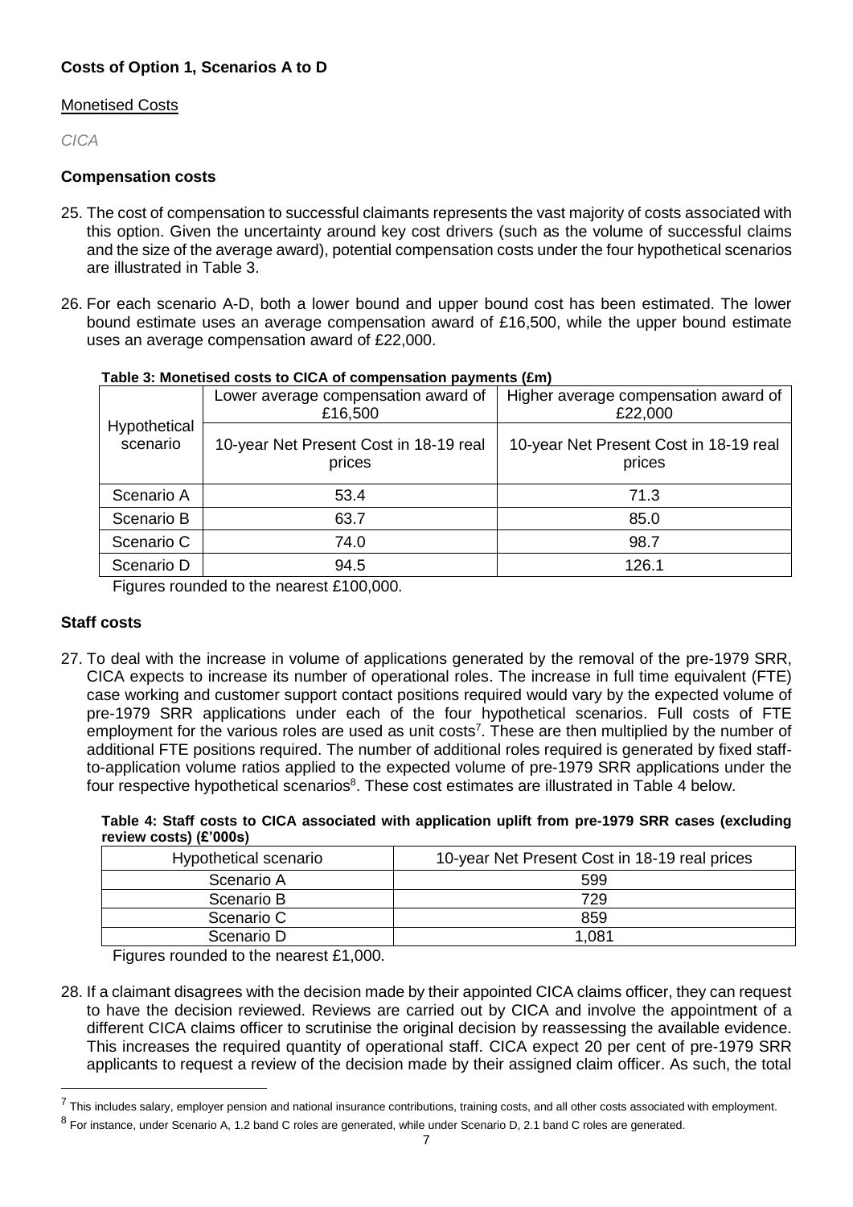### Costs of Option 1, Scenarios A to D

Monetised Costs

*CICA*

### Compensation costs

25. The cost of compensation to successful claimants represents the vast majority of costs associated with this option. Given the uncertainty around key cost drivers (such as the volume of successful claims and the size of the average award), potential compensation costs under the four hypothetical scenarios are illustrated in Table 3.

26. For each scenario A-D, both a lower bound and upper bound cost has been estimated. The lower bound estimate uses an average compensation award of £16,500, while the upper bound estimate uses an average compensation award of £22,000.

**Table 3: Monetised costs to CICA of compensation payments (£m)**

| Hypothetical scenario | Lower average compensation award of £16,500 | Higher average compensation award of £22,000 |
|---|---|---|
| | 10-year Net Present Cost in 18-19 real prices | 10-year Net Present Cost in 18-19 real prices |
| Scenario A | 53.4 | 71.3 |
| Scenario B | 63.7 | 85.0 |
| Scenario C | 74.0 | 98.7 |
| Scenario D | 94.5 | 126.1 |

Figures rounded to the nearest £100,000.

### Staff costs

27. To deal with the increase in volume of applications generated by the removal of the pre-1979 SRR, CICA expects to increase its number of operational roles. The increase in full time equivalent (FTE) case working and customer support contact positions required would vary by the expected volume of pre-1979 SRR applications under each of the four hypothetical scenarios. Full costs of FTE employment for the various roles are used as unit costs[7]. These are then multiplied by the number of additional FTE positions required. The number of additional roles required is generated by fixed staff-to-application volume ratios applied to the expected volume of pre-1979 SRR applications under the four respective hypothetical scenarios[8]. These cost estimates are illustrated in Table 4 below.

**Table 4: Staff costs to CICA associated with application uplift from pre-1979 SRR cases (excluding review costs) (£'000s)**

| Hypothetical scenario | 10-year Net Present Cost in 18-19 real prices |
|---|---|
| Scenario A | 599 |
| Scenario B | 729 |
| Scenario C | 859 |
| Scenario D | 1,081 |

Figures rounded to the nearest £1,000.

28. If a claimant disagrees with the decision made by their appointed CICA claims officer, they can request to have the decision reviewed. Reviews are carried out by CICA and involve the appointment of a different CICA claims officer to scrutinise the original decision by reassessing the available evidence. This increases the required quantity of operational staff. CICA expect 20 per cent of pre-1979 SRR applicants to request a review of the decision made by their assigned claim officer. As such, the total

[7] This includes salary, employer pension and national insurance contributions, training costs, and all other costs associated with employment.

[8] For instance, under Scenario A, 1.2 band C roles are generated, while under Scenario D, 2.1 band C roles are generated.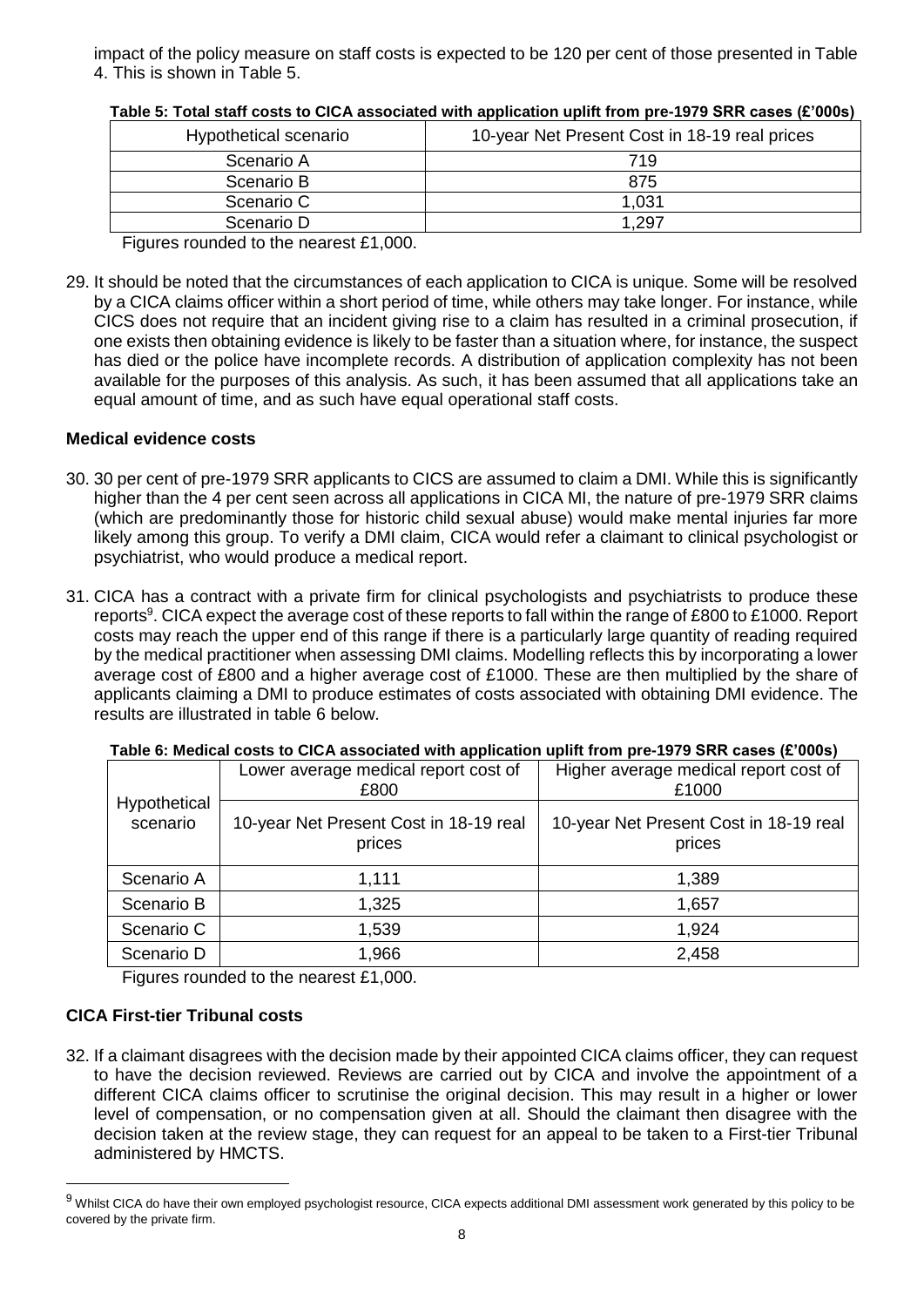impact of the policy measure on staff costs is expected to be 120 per cent of those presented in Table 4. This is shown in Table 5.

**Table 5: Total staff costs to CICA associated with application uplift from pre-1979 SRR cases (£'000s)**

| Hypothetical scenario | 10-year Net Present Cost in 18-19 real prices |
|---|---|
| Scenario A | 719 |
| Scenario B | 875 |
| Scenario C | 1,031 |
| Scenario D | 1,297 |

Figures rounded to the nearest £1,000.

29. It should be noted that the circumstances of each application to CICA is unique. Some will be resolved by a CICA claims officer within a short period of time, while others may take longer. For instance, while CICS does not require that an incident giving rise to a claim has resulted in a criminal prosecution, if one exists then obtaining evidence is likely to be faster than a situation where, for instance, the suspect has died or the police have incomplete records. A distribution of application complexity has not been available for the purposes of this analysis. As such, it has been assumed that all applications take an equal amount of time, and as such have equal operational staff costs.

### Medical evidence costs

30. 30 per cent of pre-1979 SRR applicants to CICS are assumed to claim a DMI. While this is significantly higher than the 4 per cent seen across all applications in CICA MI, the nature of pre-1979 SRR claims (which are predominantly those for historic child sexual abuse) would make mental injuries far more likely among this group. To verify a DMI claim, CICA would refer a claimant to clinical psychologist or psychiatrist, who would produce a medical report.

31. CICA has a contract with a private firm for clinical psychologists and psychiatrists to produce these reports[9]. CICA expect the average cost of these reports to fall within the range of £800 to £1000. Report costs may reach the upper end of this range if there is a particularly large quantity of reading required by the medical practitioner when assessing DMI claims. Modelling reflects this by incorporating a lower average cost of £800 and a higher average cost of £1000. These are then multiplied by the share of applicants claiming a DMI to produce estimates of costs associated with obtaining DMI evidence. The results are illustrated in table 6 below.

**Table 6: Medical costs to CICA associated with application uplift from pre-1979 SRR cases (£'000s)**

| Hypothetical scenario | Lower average medical report cost of £800 | Higher average medical report cost of £1000 |
|---|---|---|
| | 10-year Net Present Cost in 18-19 real prices | 10-year Net Present Cost in 18-19 real prices |
| Scenario A | 1,111 | 1,389 |
| Scenario B | 1,325 | 1,657 |
| Scenario C | 1,539 | 1,924 |
| Scenario D | 1,966 | 2,458 |

Figures rounded to the nearest £1,000.

### CICA First-tier Tribunal costs

32. If a claimant disagrees with the decision made by their appointed CICA claims officer, they can request to have the decision reviewed. Reviews are carried out by CICA and involve the appointment of a different CICA claims officer to scrutinise the original decision. This may result in a higher or lower level of compensation, or no compensation given at all. Should the claimant then disagree with the decision taken at the review stage, they can request for an appeal to be taken to a First-tier Tribunal administered by HMCTS.

[9] Whilst CICA do have their own employed psychologist resource, CICA expects additional DMI assessment work generated by this policy to be covered by the private firm.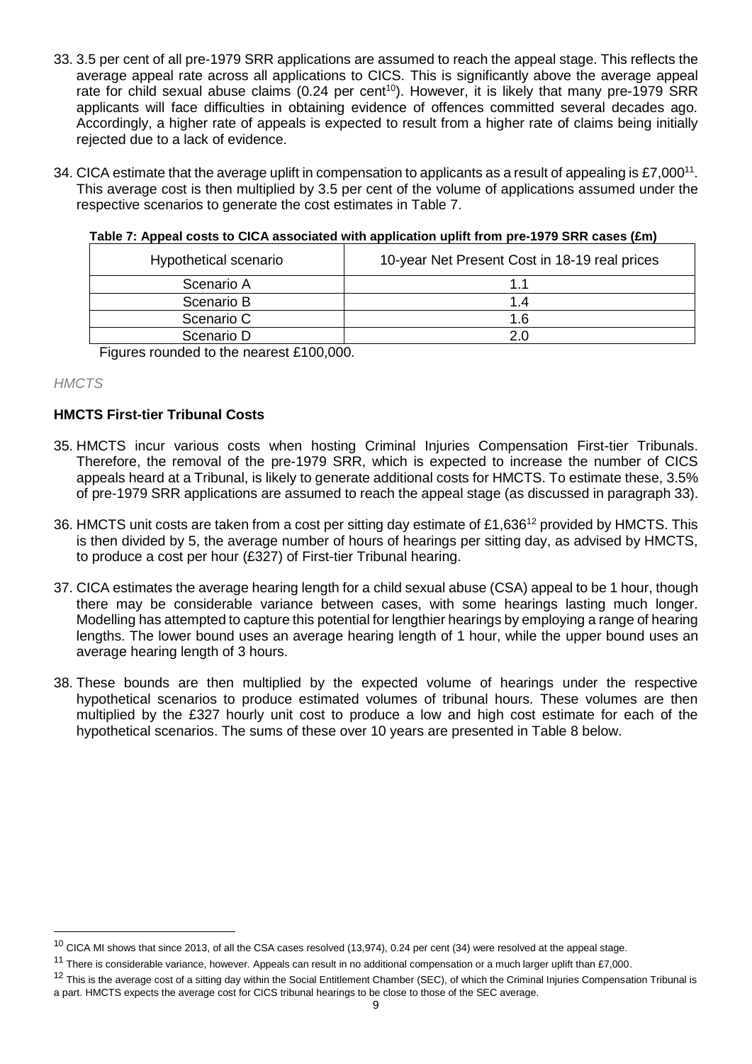33. 3.5 per cent of all pre-1979 SRR applications are assumed to reach the appeal stage. This reflects the average appeal rate across all applications to CICS. This is significantly above the average appeal rate for child sexual abuse claims (0.24 per cent[10]). However, it is likely that many pre-1979 SRR applicants will face difficulties in obtaining evidence of offences committed several decades ago. Accordingly, a higher rate of appeals is expected to result from a higher rate of claims being initially rejected due to a lack of evidence.

34. CICA estimate that the average uplift in compensation to applicants as a result of appealing is £7,000[11]. This average cost is then multiplied by 3.5 per cent of the volume of applications assumed under the respective scenarios to generate the cost estimates in Table 7.

**Table 7: Appeal costs to CICA associated with application uplift from pre-1979 SRR cases (£m)**

| Hypothetical scenario | 10-year Net Present Cost in 18-19 real prices |
|---|---|
| Scenario A | 1.1 |
| Scenario B | 1.4 |
| Scenario C | 1.6 |
| Scenario D | 2.0 |

Figures rounded to the nearest £100,000.

*HMCTS*

**HMCTS First-tier Tribunal Costs**

35. HMCTS incur various costs when hosting Criminal Injuries Compensation First-tier Tribunals. Therefore, the removal of the pre-1979 SRR, which is expected to increase the number of CICS appeals heard at a Tribunal, is likely to generate additional costs for HMCTS. To estimate these, 3.5% of pre-1979 SRR applications are assumed to reach the appeal stage (as discussed in paragraph 33).

36. HMCTS unit costs are taken from a cost per sitting day estimate of £1,636[12] provided by HMCTS. This is then divided by 5, the average number of hours of hearings per sitting day, as advised by HMCTS, to produce a cost per hour (£327) of First-tier Tribunal hearing.

37. CICA estimates the average hearing length for a child sexual abuse (CSA) appeal to be 1 hour, though there may be considerable variance between cases, with some hearings lasting much longer. Modelling has attempted to capture this potential for lengthier hearings by employing a range of hearing lengths. The lower bound uses an average hearing length of 1 hour, while the upper bound uses an average hearing length of 3 hours.

38. These bounds are then multiplied by the expected volume of hearings under the respective hypothetical scenarios to produce estimated volumes of tribunal hours. These volumes are then multiplied by the £327 hourly unit cost to produce a low and high cost estimate for each of the hypothetical scenarios. The sums of these over 10 years are presented in Table 8 below.

---

[10] CICA MI shows that since 2013, of all the CSA cases resolved (13,974), 0.24 per cent (34) were resolved at the appeal stage.

[11] There is considerable variance, however. Appeals can result in no additional compensation or a much larger uplift than £7,000.

[12] This is the average cost of a sitting day within the Social Entitlement Chamber (SEC), of which the Criminal Injuries Compensation Tribunal is a part. HMCTS expects the average cost for CICS tribunal hearings to be close to those of the SEC average.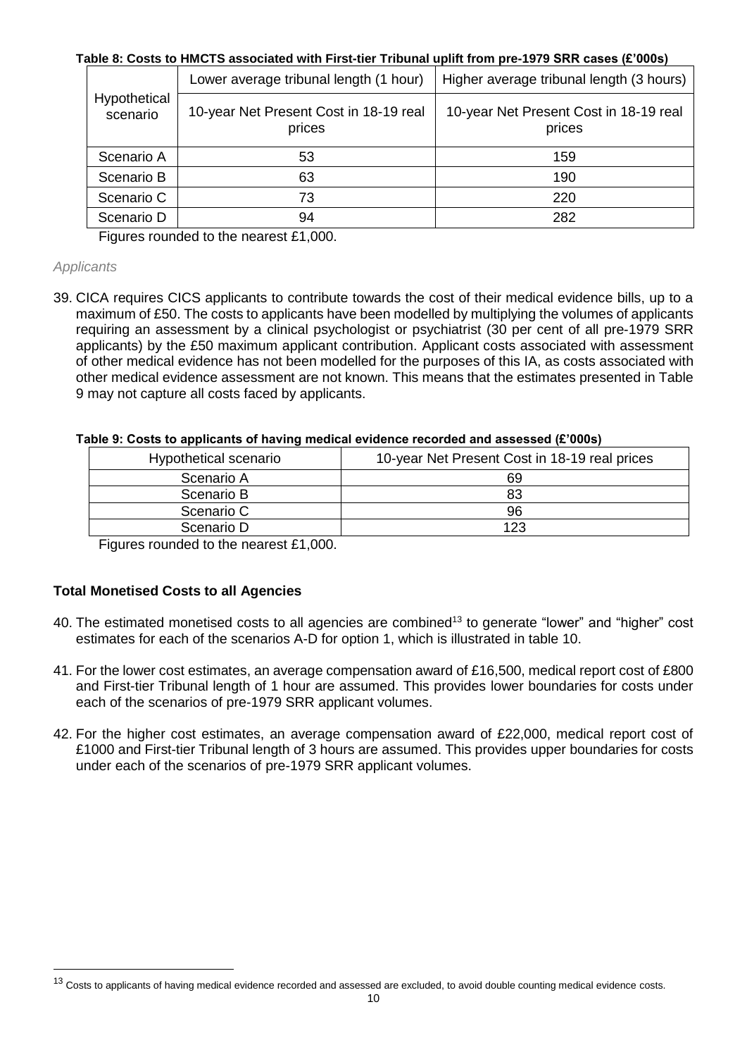**Table 8: Costs to HMCTS associated with First-tier Tribunal uplift from pre-1979 SRR cases (£'000s)**

| Hypothetical scenario | Lower average tribunal length (1 hour) | Higher average tribunal length (3 hours) |
|---|---|---|
| | 10-year Net Present Cost in 18-19 real prices | 10-year Net Present Cost in 18-19 real prices |
| Scenario A | 53 | 159 |
| Scenario B | 63 | 190 |
| Scenario C | 73 | 220 |
| Scenario D | 94 | 282 |

Figures rounded to the nearest £1,000.

*Applicants*

39. CICA requires CICS applicants to contribute towards the cost of their medical evidence bills, up to a maximum of £50. The costs to applicants have been modelled by multiplying the volumes of applicants requiring an assessment by a clinical psychologist or psychiatrist (30 per cent of all pre-1979 SRR applicants) by the £50 maximum applicant contribution. Applicant costs associated with assessment of other medical evidence has not been modelled for the purposes of this IA, as costs associated with other medical evidence assessment are not known. This means that the estimates presented in Table 9 may not capture all costs faced by applicants.

**Table 9: Costs to applicants of having medical evidence recorded and assessed (£'000s)**

| Hypothetical scenario | 10-year Net Present Cost in 18-19 real prices |
|---|---|
| Scenario A | 69 |
| Scenario B | 83 |
| Scenario C | 96 |
| Scenario D | 123 |

Figures rounded to the nearest £1,000.

### Total Monetised Costs to all Agencies

40. The estimated monetised costs to all agencies are combined[13] to generate "lower" and "higher" cost estimates for each of the scenarios A-D for option 1, which is illustrated in table 10.

41. For the lower cost estimates, an average compensation award of £16,500, medical report cost of £800 and First-tier Tribunal length of 1 hour are assumed. This provides lower boundaries for costs under each of the scenarios of pre-1979 SRR applicant volumes.

42. For the higher cost estimates, an average compensation award of £22,000, medical report cost of £1000 and First-tier Tribunal length of 3 hours are assumed. This provides upper boundaries for costs under each of the scenarios of pre-1979 SRR applicant volumes.

[13] Costs to applicants of having medical evidence recorded and assessed are excluded, to avoid double counting medical evidence costs.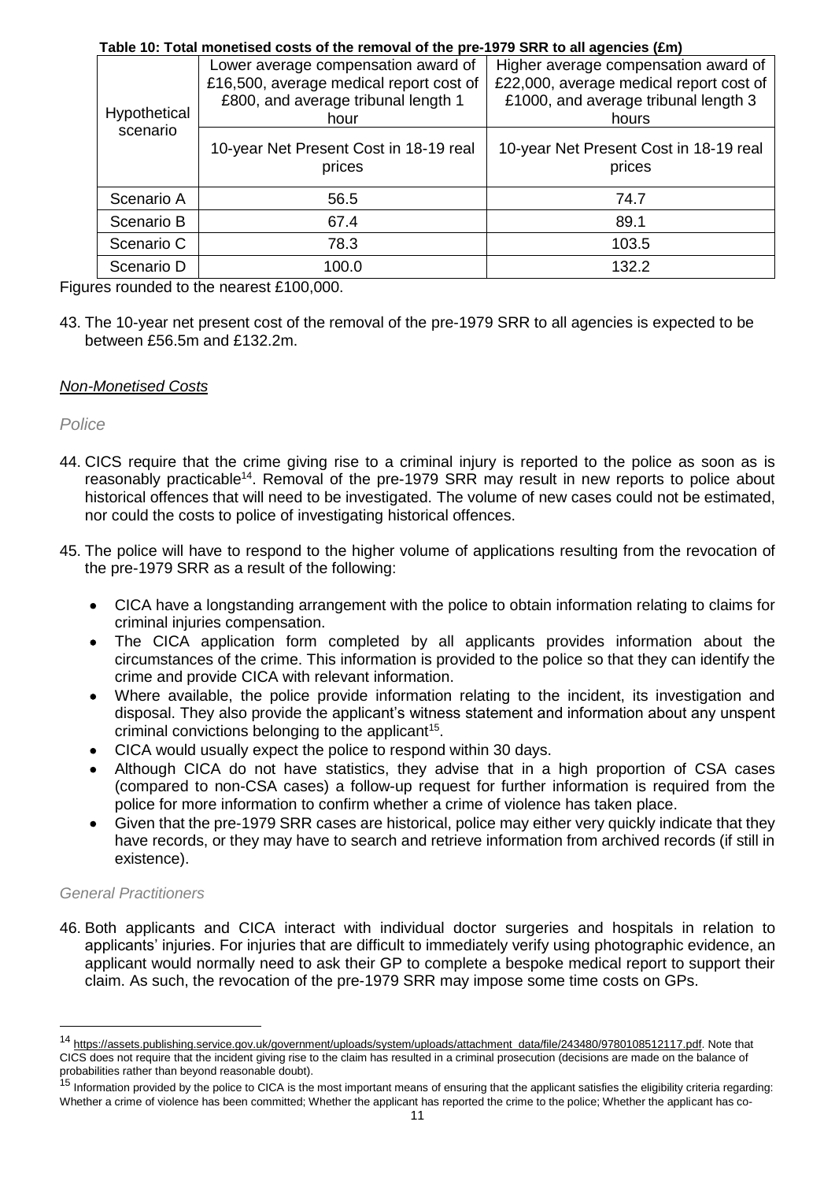**Table 10: Total monetised costs of the removal of the pre-1979 SRR to all agencies (£m)**

| Hypothetical scenario | Lower average compensation award of £16,500, average medical report cost of £800, and average tribunal length 1 hour | Higher average compensation award of £22,000, average medical report cost of £1000, and average tribunal length 3 hours |
|---|---|---|
| | 10-year Net Present Cost in 18-19 real prices | 10-year Net Present Cost in 18-19 real prices |
| Scenario A | 56.5 | 74.7 |
| Scenario B | 67.4 | 89.1 |
| Scenario C | 78.3 | 103.5 |
| Scenario D | 100.0 | 132.2 |

Figures rounded to the nearest £100,000.

43. The 10-year net present cost of the removal of the pre-1979 SRR to all agencies is expected to be between £56.5m and £132.2m.

### *Non-Monetised Costs*

#### *Police*

44. CICS require that the crime giving rise to a criminal injury is reported to the police as soon as is reasonably practicable[14]. Removal of the pre-1979 SRR may result in new reports to police about historical offences that will need to be investigated. The volume of new cases could not be estimated, nor could the costs to police of investigating historical offences.

45. The police will have to respond to the higher volume of applications resulting from the revocation of the pre-1979 SRR as a result of the following:

- CICA have a longstanding arrangement with the police to obtain information relating to claims for criminal injuries compensation.
- The CICA application form completed by all applicants provides information about the circumstances of the crime. This information is provided to the police so that they can identify the crime and provide CICA with relevant information.
- Where available, the police provide information relating to the incident, its investigation and disposal. They also provide the applicant's witness statement and information about any unspent criminal convictions belonging to the applicant[15].
- CICA would usually expect the police to respond within 30 days.
- Although CICA do not have statistics, they advise that in a high proportion of CSA cases (compared to non-CSA cases) a follow-up request for further information is required from the police for more information to confirm whether a crime of violence has taken place.
- Given that the pre-1979 SRR cases are historical, police may either very quickly indicate that they have records, or they may have to search and retrieve information from archived records (if still in existence).

#### *General Practitioners*

46. Both applicants and CICA interact with individual doctor surgeries and hospitals in relation to applicants' injuries. For injuries that are difficult to immediately verify using photographic evidence, an applicant would normally need to ask their GP to complete a bespoke medical report to support their claim. As such, the revocation of the pre-1979 SRR may impose some time costs on GPs.

---

[14] https://assets.publishing.service.gov.uk/government/uploads/system/uploads/attachment_data/file/243480/9780108512117.pdf. Note that CICS does not require that the incident giving rise to the claim has resulted in a criminal prosecution (decisions are made on the balance of probabilities rather than beyond reasonable doubt).

[15] Information provided by the police to CICA is the most important means of ensuring that the applicant satisfies the eligibility criteria regarding: Whether a crime of violence has been committed; Whether the applicant has reported the crime to the police; Whether the applicant has co-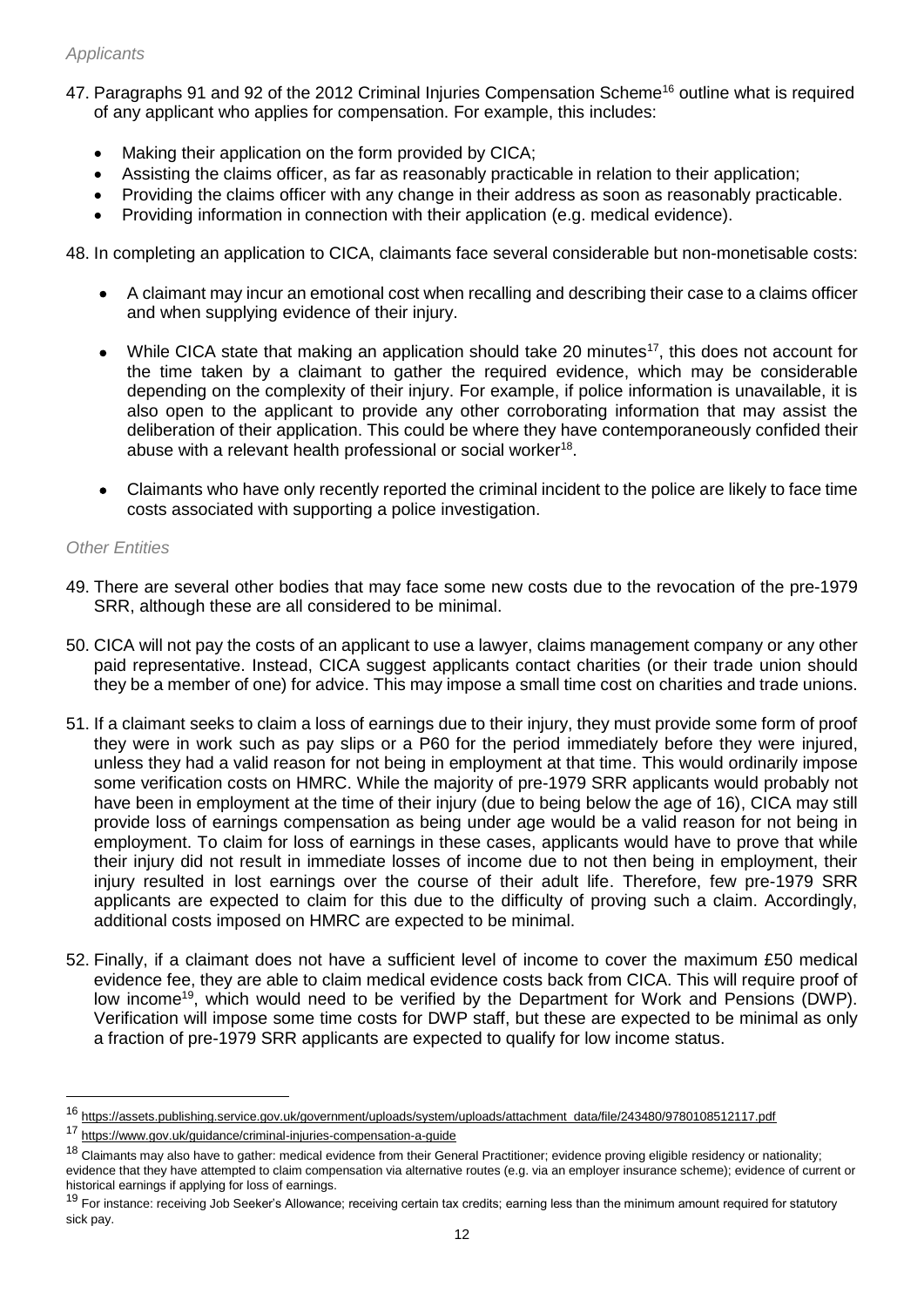*Applicants*

47. Paragraphs 91 and 92 of the 2012 Criminal Injuries Compensation Scheme[16] outline what is required of any applicant who applies for compensation. For example, this includes:

    - Making their application on the form provided by CICA;
    - Assisting the claims officer, as far as reasonably practicable in relation to their application;
    - Providing the claims officer with any change in their address as soon as reasonably practicable.
    - Providing information in connection with their application (e.g. medical evidence).

48. In completing an application to CICA, claimants face several considerable but non-monetisable costs:

    - A claimant may incur an emotional cost when recalling and describing their case to a claims officer and when supplying evidence of their injury.
    - While CICA state that making an application should take 20 minutes[17], this does not account for the time taken by a claimant to gather the required evidence, which may be considerable depending on the complexity of their injury. For example, if police information is unavailable, it is also open to the applicant to provide any other corroborating information that may assist the deliberation of their application. This could be where they have contemporaneously confided their abuse with a relevant health professional or social worker[18].
    - Claimants who have only recently reported the criminal incident to the police are likely to face time costs associated with supporting a police investigation.

*Other Entities*

49. There are several other bodies that may face some new costs due to the revocation of the pre-1979 SRR, although these are all considered to be minimal.

50. CICA will not pay the costs of an applicant to use a lawyer, claims management company or any other paid representative. Instead, CICA suggest applicants contact charities (or their trade union should they be a member of one) for advice. This may impose a small time cost on charities and trade unions.

51. If a claimant seeks to claim a loss of earnings due to their injury, they must provide some form of proof they were in work such as pay slips or a P60 for the period immediately before they were injured, unless they had a valid reason for not being in employment at that time. This would ordinarily impose some verification costs on HMRC. While the majority of pre-1979 SRR applicants would probably not have been in employment at the time of their injury (due to being below the age of 16), CICA may still provide loss of earnings compensation as being under age would be a valid reason for not being in employment. To claim for loss of earnings in these cases, applicants would have to prove that while their injury did not result in immediate losses of income due to not then being in employment, their injury resulted in lost earnings over the course of their adult life. Therefore, few pre-1979 SRR applicants are expected to claim for this due to the difficulty of proving such a claim. Accordingly, additional costs imposed on HMRC are expected to be minimal.

52. Finally, if a claimant does not have a sufficient level of income to cover the maximum £50 medical evidence fee, they are able to claim medical evidence costs back from CICA. This will require proof of low income[19], which would need to be verified by the Department for Work and Pensions (DWP). Verification will impose some time costs for DWP staff, but these are expected to be minimal as only a fraction of pre-1979 SRR applicants are expected to qualify for low income status.

---

[16] https://assets.publishing.service.gov.uk/government/uploads/system/uploads/attachment_data/file/243480/9780108512117.pdf

[17] https://www.gov.uk/guidance/criminal-injuries-compensation-a-guide

[18] Claimants may also have to gather: medical evidence from their General Practitioner; evidence proving eligible residency or nationality; evidence that they have attempted to claim compensation via alternative routes (e.g. via an employer insurance scheme); evidence of current or historical earnings if applying for loss of earnings.

[19] For instance: receiving Job Seeker's Allowance; receiving certain tax credits; earning less than the minimum amount required for statutory sick pay.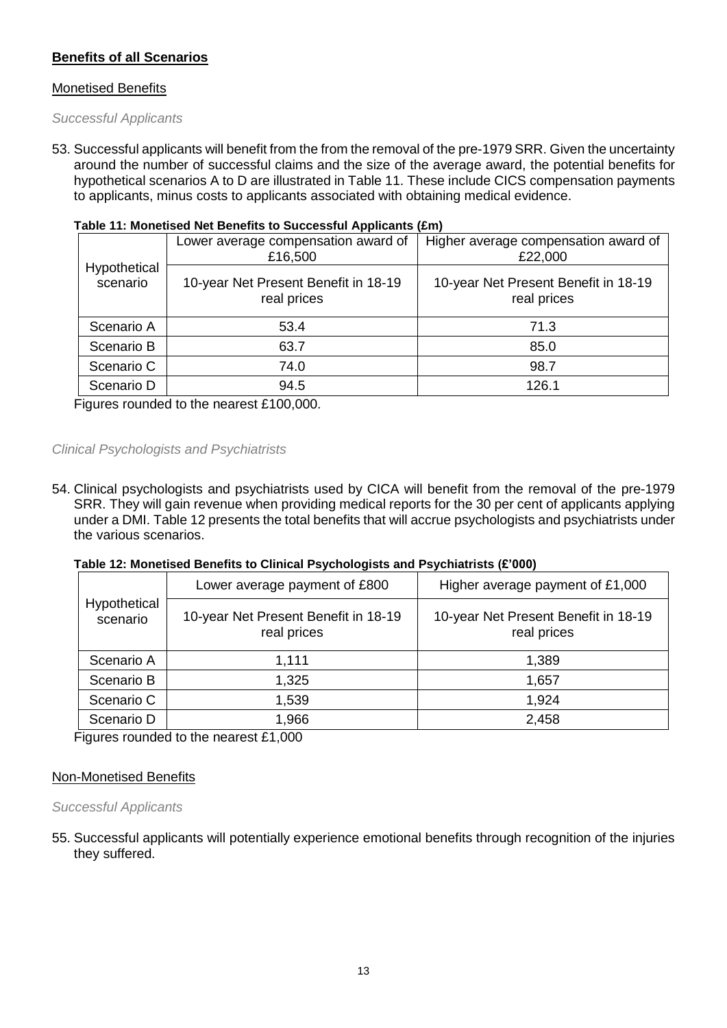## **Benefits of all Scenarios**

### Monetised Benefits

*Successful Applicants*

53. Successful applicants will benefit from the from the removal of the pre-1979 SRR. Given the uncertainty around the number of successful claims and the size of the average award, the potential benefits for hypothetical scenarios A to D are illustrated in Table 11. These include CICS compensation payments to applicants, minus costs to applicants associated with obtaining medical evidence.

**Table 11: Monetised Net Benefits to Successful Applicants (£m)**

| Hypothetical scenario | Lower average compensation award of £16,500 | Higher average compensation award of £22,000 |
|---|---|---|
| | 10-year Net Present Benefit in 18-19 real prices | 10-year Net Present Benefit in 18-19 real prices |
| Scenario A | 53.4 | 71.3 |
| Scenario B | 63.7 | 85.0 |
| Scenario C | 74.0 | 98.7 |
| Scenario D | 94.5 | 126.1 |

Figures rounded to the nearest £100,000.

*Clinical Psychologists and Psychiatrists*

54. Clinical psychologists and psychiatrists used by CICA will benefit from the removal of the pre-1979 SRR. They will gain revenue when providing medical reports for the 30 per cent of applicants applying under a DMI. Table 12 presents the total benefits that will accrue psychologists and psychiatrists under the various scenarios.

**Table 12: Monetised Benefits to Clinical Psychologists and Psychiatrists (£'000)**

| Hypothetical scenario | Lower average payment of £800 | Higher average payment of £1,000 |
|---|---|---|
| | 10-year Net Present Benefit in 18-19 real prices | 10-year Net Present Benefit in 18-19 real prices |
| Scenario A | 1,111 | 1,389 |
| Scenario B | 1,325 | 1,657 |
| Scenario C | 1,539 | 1,924 |
| Scenario D | 1,966 | 2,458 |

Figures rounded to the nearest £1,000

### Non-Monetised Benefits

*Successful Applicants*

55. Successful applicants will potentially experience emotional benefits through recognition of the injuries they suffered.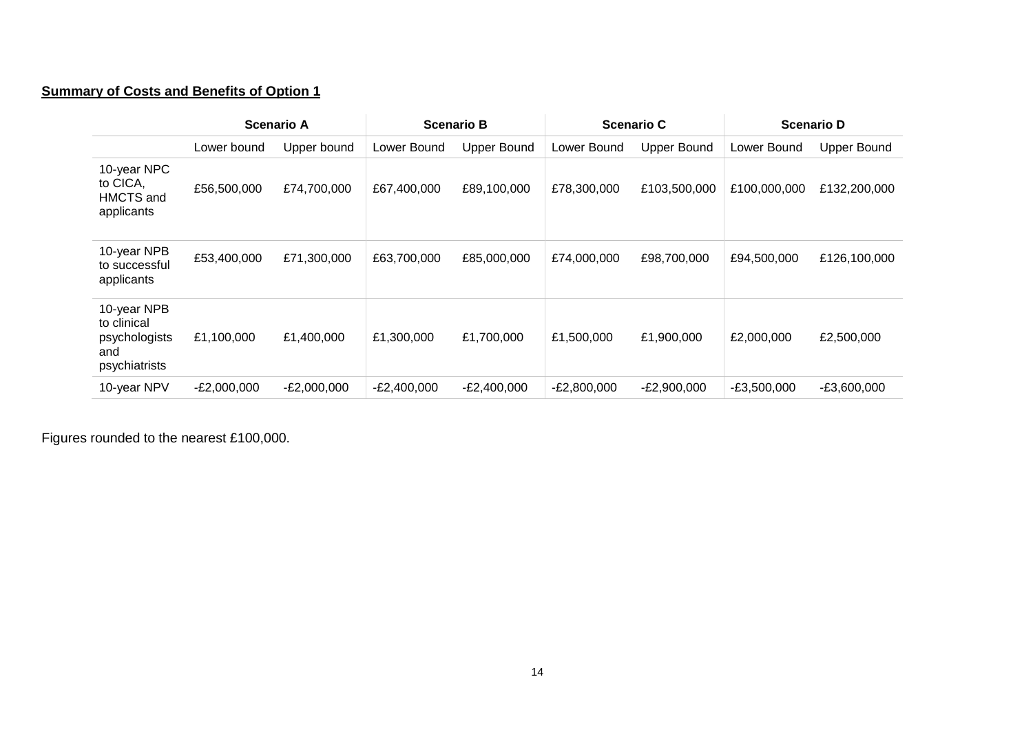**Summary of Costs and Benefits of Option 1**

| | Scenario A | | Scenario B | | Scenario C | | Scenario D | |
|---|---|---|---|---|---|---|---|---|
| | Lower bound | Upper bound | Lower Bound | Upper Bound | Lower Bound | Upper Bound | Lower Bound | Upper Bound |
| 10-year NPC to CICA, HMCTS and applicants | £56,500,000 | £74,700,000 | £67,400,000 | £89,100,000 | £78,300,000 | £103,500,000 | £100,000,000 | £132,200,000 |
| 10-year NPB to successful applicants | £53,400,000 | £71,300,000 | £63,700,000 | £85,000,000 | £74,000,000 | £98,700,000 | £94,500,000 | £126,100,000 |
| 10-year NPB to clinical psychologists and psychiatrists | £1,100,000 | £1,400,000 | £1,300,000 | £1,700,000 | £1,500,000 | £1,900,000 | £2,000,000 | £2,500,000 |
| 10-year NPV | -£2,000,000 | -£2,000,000 | -£2,400,000 | -£2,400,000 | -£2,800,000 | -£2,900,000 | -£3,500,000 | -£3,600,000 |

Figures rounded to the nearest £100,000.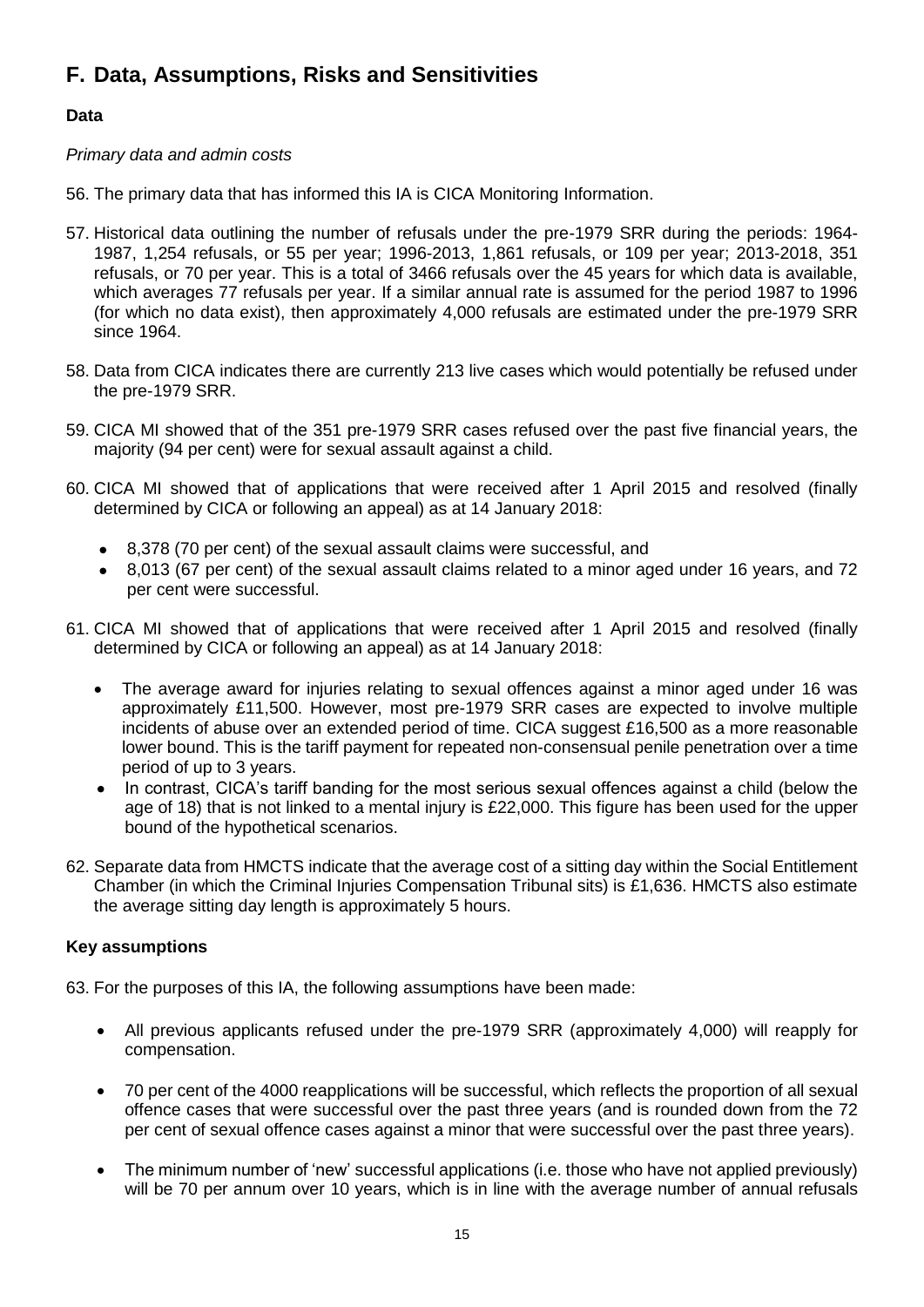## F. Data, Assumptions, Risks and Sensitivities

### Data

*Primary data and admin costs*

56. The primary data that has informed this IA is CICA Monitoring Information.

57. Historical data outlining the number of refusals under the pre-1979 SRR during the periods: 1964-1987, 1,254 refusals, or 55 per year; 1996-2013, 1,861 refusals, or 109 per year; 2013-2018, 351 refusals, or 70 per year. This is a total of 3466 refusals over the 45 years for which data is available, which averages 77 refusals per year. If a similar annual rate is assumed for the period 1987 to 1996 (for which no data exist), then approximately 4,000 refusals are estimated under the pre-1979 SRR since 1964.

58. Data from CICA indicates there are currently 213 live cases which would potentially be refused under the pre-1979 SRR.

59. CICA MI showed that of the 351 pre-1979 SRR cases refused over the past five financial years, the majority (94 per cent) were for sexual assault against a child.

60. CICA MI showed that of applications that were received after 1 April 2015 and resolved (finally determined by CICA or following an appeal) as at 14 January 2018:
    - 8,378 (70 per cent) of the sexual assault claims were successful, and
    - 8,013 (67 per cent) of the sexual assault claims related to a minor aged under 16 years, and 72 per cent were successful.

61. CICA MI showed that of applications that were received after 1 April 2015 and resolved (finally determined by CICA or following an appeal) as at 14 January 2018:
    - The average award for injuries relating to sexual offences against a minor aged under 16 was approximately £11,500. However, most pre-1979 SRR cases are expected to involve multiple incidents of abuse over an extended period of time. CICA suggest £16,500 as a more reasonable lower bound. This is the tariff payment for repeated non-consensual penile penetration over a time period of up to 3 years.
    - In contrast, CICA's tariff banding for the most serious sexual offences against a child (below the age of 18) that is not linked to a mental injury is £22,000. This figure has been used for the upper bound of the hypothetical scenarios.

62. Separate data from HMCTS indicate that the average cost of a sitting day within the Social Entitlement Chamber (in which the Criminal Injuries Compensation Tribunal sits) is £1,636. HMCTS also estimate the average sitting day length is approximately 5 hours.

### Key assumptions

63. For the purposes of this IA, the following assumptions have been made:
    - All previous applicants refused under the pre-1979 SRR (approximately 4,000) will reapply for compensation.
    - 70 per cent of the 4000 reapplications will be successful, which reflects the proportion of all sexual offence cases that were successful over the past three years (and is rounded down from the 72 per cent of sexual offence cases against a minor that were successful over the past three years).
    - The minimum number of 'new' successful applications (i.e. those who have not applied previously) will be 70 per annum over 10 years, which is in line with the average number of annual refusals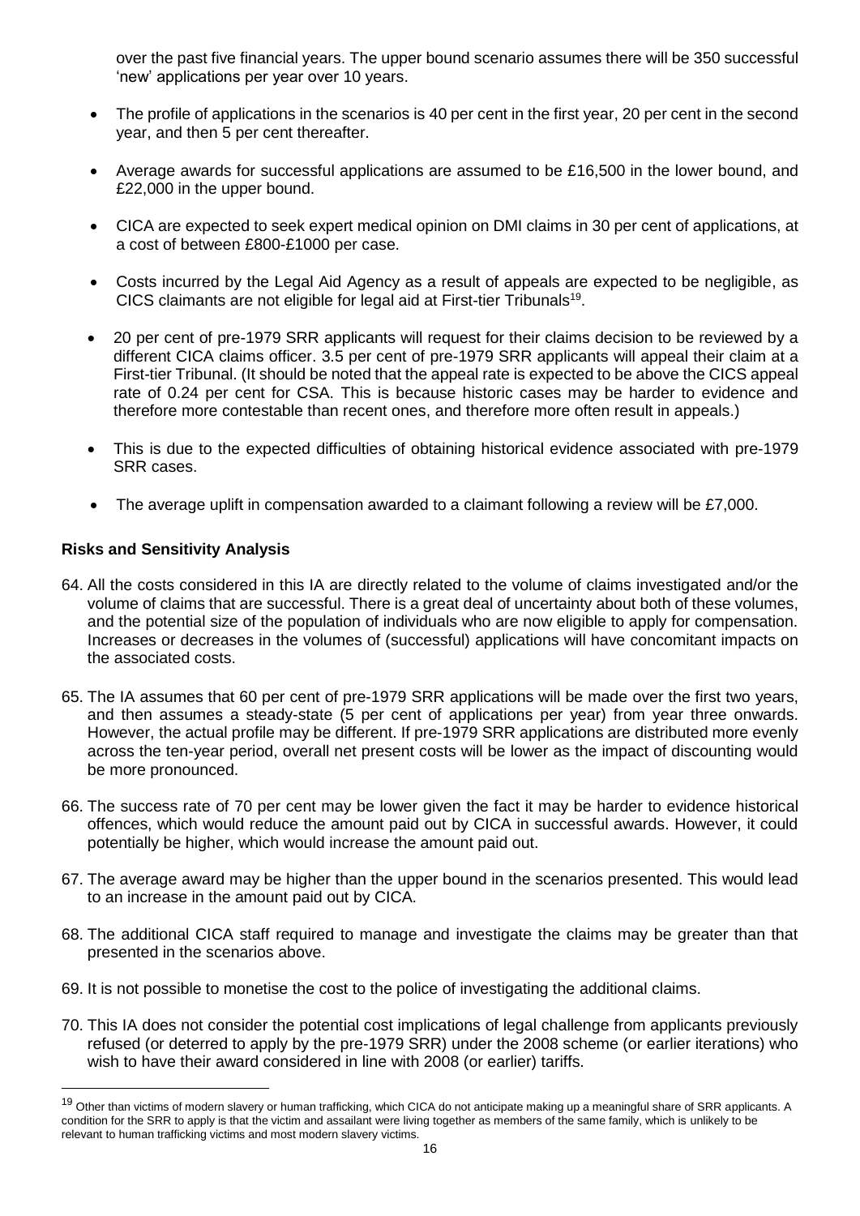over the past five financial years. The upper bound scenario assumes there will be 350 successful 'new' applications per year over 10 years.

- The profile of applications in the scenarios is 40 per cent in the first year, 20 per cent in the second year, and then 5 per cent thereafter.
- Average awards for successful applications are assumed to be £16,500 in the lower bound, and £22,000 in the upper bound.
- CICA are expected to seek expert medical opinion on DMI claims in 30 per cent of applications, at a cost of between £800-£1000 per case.
- Costs incurred by the Legal Aid Agency as a result of appeals are expected to be negligible, as CICS claimants are not eligible for legal aid at First-tier Tribunals[19].
- 20 per cent of pre-1979 SRR applicants will request for their claims decision to be reviewed by a different CICA claims officer. 3.5 per cent of pre-1979 SRR applicants will appeal their claim at a First-tier Tribunal. (It should be noted that the appeal rate is expected to be above the CICS appeal rate of 0.24 per cent for CSA. This is because historic cases may be harder to evidence and therefore more contestable than recent ones, and therefore more often result in appeals.)
- This is due to the expected difficulties of obtaining historical evidence associated with pre-1979 SRR cases.
- The average uplift in compensation awarded to a claimant following a review will be £7,000.

**Risks and Sensitivity Analysis**

64. All the costs considered in this IA are directly related to the volume of claims investigated and/or the volume of claims that are successful. There is a great deal of uncertainty about both of these volumes, and the potential size of the population of individuals who are now eligible to apply for compensation. Increases or decreases in the volumes of (successful) applications will have concomitant impacts on the associated costs.

65. The IA assumes that 60 per cent of pre-1979 SRR applications will be made over the first two years, and then assumes a steady-state (5 per cent of applications per year) from year three onwards. However, the actual profile may be different. If pre-1979 SRR applications are distributed more evenly across the ten-year period, overall net present costs will be lower as the impact of discounting would be more pronounced.

66. The success rate of 70 per cent may be lower given the fact it may be harder to evidence historical offences, which would reduce the amount paid out by CICA in successful awards. However, it could potentially be higher, which would increase the amount paid out.

67. The average award may be higher than the upper bound in the scenarios presented. This would lead to an increase in the amount paid out by CICA.

68. The additional CICA staff required to manage and investigate the claims may be greater than that presented in the scenarios above.

69. It is not possible to monetise the cost to the police of investigating the additional claims.

70. This IA does not consider the potential cost implications of legal challenge from applicants previously refused (or deterred to apply by the pre-1979 SRR) under the 2008 scheme (or earlier iterations) who wish to have their award considered in line with 2008 (or earlier) tariffs.

[19] Other than victims of modern slavery or human trafficking, which CICA do not anticipate making up a meaningful share of SRR applicants. A condition for the SRR to apply is that the victim and assailant were living together as members of the same family, which is unlikely to be relevant to human trafficking victims and most modern slavery victims.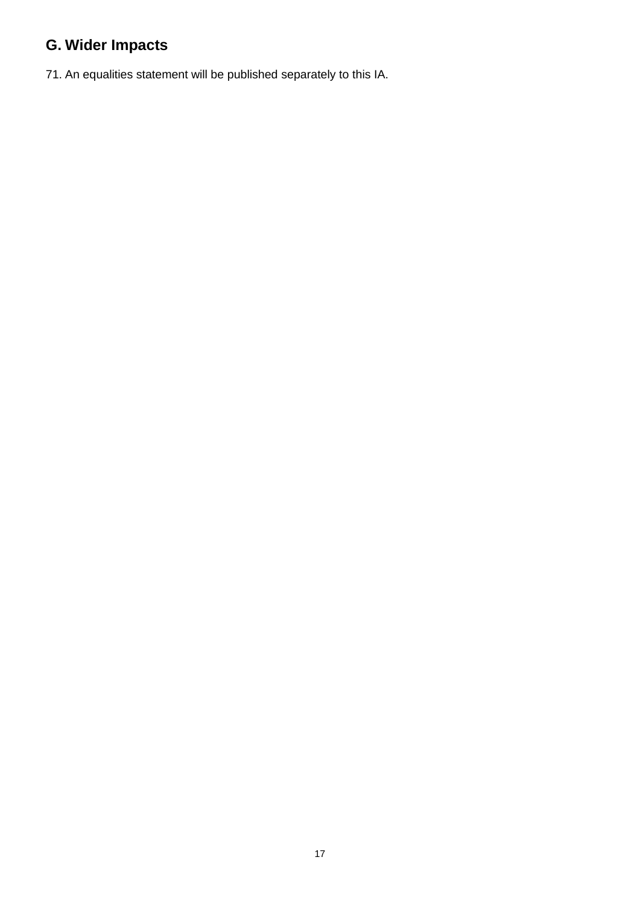## G. Wider Impacts

71. An equalities statement will be published separately to this IA.